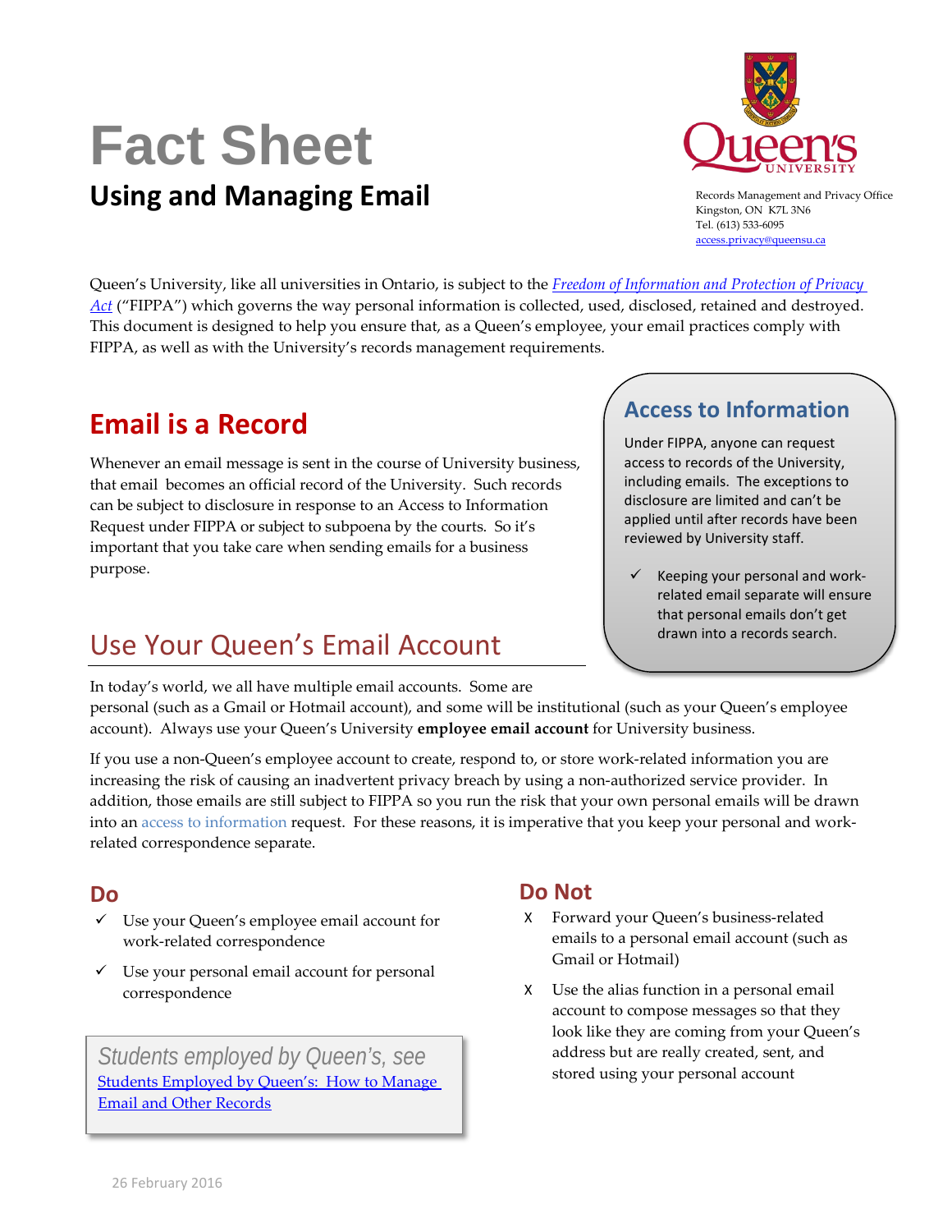# Fact Sheet

## Using and Managing Email

Records Management and Privacy Office
Kingston, ON K7L 3N6
Tel. (613) 533-6095
access.privacy@queensu.ca

Queen's University, like all universities in Ontario, is subject to the *Freedom of Information and Protection of Privacy Act* ("FIPPA") which governs the way personal information is collected, used, disclosed, retained and destroyed. This document is designed to help you ensure that, as a Queen's employee, your email practices comply with FIPPA, as well as with the University's records management requirements.

## Email is a Record

Whenever an email message is sent in the course of University business, that email becomes an official record of the University. Such records can be subject to disclosure in response to an Access to Information Request under FIPPA or subject to subpoena by the courts. So it's important that you take care when sending emails for a business purpose.

### Access to Information

Under FIPPA, anyone can request access to records of the University, including emails. The exceptions to disclosure are limited and can't be applied until after records have been reviewed by University staff.

- ✓ Keeping your personal and work-related email separate will ensure that personal emails don't get drawn into a records search.

## Use Your Queen's Email Account

In today's world, we all have multiple email accounts. Some are personal (such as a Gmail or Hotmail account), and some will be institutional (such as your Queen's employee account). Always use your Queen's University **employee email account** for University business.

If you use a non-Queen's employee account to create, respond to, or store work-related information you are increasing the risk of causing an inadvertent privacy breach by using a non-authorized service provider. In addition, those emails are still subject to FIPPA so you run the risk that your own personal emails will be drawn into an access to information request. For these reasons, it is imperative that you keep your personal and work-related correspondence separate.

### Do

- ✓ Use your Queen's employee email account for work-related correspondence
- ✓ Use your personal email account for personal correspondence

### Do Not

- X Forward your Queen's business-related emails to a personal email account (such as Gmail or Hotmail)
- X Use the alias function in a personal email account to compose messages so that they look like they are coming from your Queen's address but are really created, sent, and stored using your personal account

*Students employed by Queen's, see* Students Employed by Queen's: How to Manage Email and Other Records

26 February 2016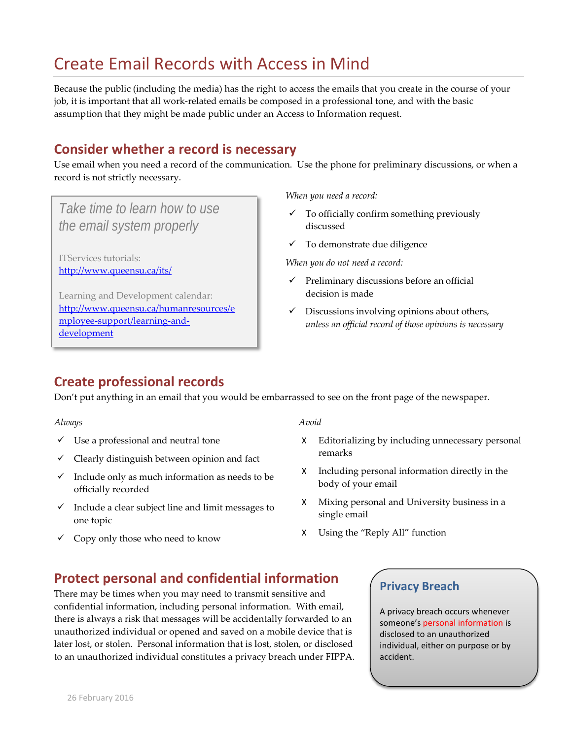# Create Email Records with Access in Mind

Because the public (including the media) has the right to access the emails that you create in the course of your job, it is important that all work-related emails be composed in a professional tone, and with the basic assumption that they might be made public under an Access to Information request.

## Consider whether a record is necessary

Use email when you need a record of the communication. Use the phone for preliminary discussions, or when a record is not strictly necessary.

> *Take time to learn how to use the email system properly*
>
> ITServices tutorials:
> http://www.queensu.ca/its/
>
> Learning and Development calendar:
> http://www.queensu.ca/humanresources/employee-support/learning-and-development

*When you need a record:*

- ✓ To officially confirm something previously discussed
- ✓ To demonstrate due diligence

*When you do not need a record:*

- ✓ Preliminary discussions before an official decision is made
- ✓ Discussions involving opinions about others, *unless an official record of those opinions is necessary*

## Create professional records

Don't put anything in an email that you would be embarrassed to see on the front page of the newspaper.

*Always*

- ✓ Use a professional and neutral tone
- ✓ Clearly distinguish between opinion and fact
- ✓ Include only as much information as needs to be officially recorded
- ✓ Include a clear subject line and limit messages to one topic
- ✓ Copy only those who need to know

*Avoid*

- X Editorializing by including unnecessary personal remarks
- X Including personal information directly in the body of your email
- X Mixing personal and University business in a single email
- X Using the "Reply All" function

## Protect personal and confidential information

There may be times when you may need to transmit sensitive and confidential information, including personal information. With email, there is always a risk that messages will be accidentally forwarded to an unauthorized individual or opened and saved on a mobile device that is later lost, or stolen. Personal information that is lost, stolen, or disclosed to an unauthorized individual constitutes a privacy breach under FIPPA.

> **Privacy Breach**
>
> A privacy breach occurs whenever someone's personal information is disclosed to an unauthorized individual, either on purpose or by accident.

26 February 2016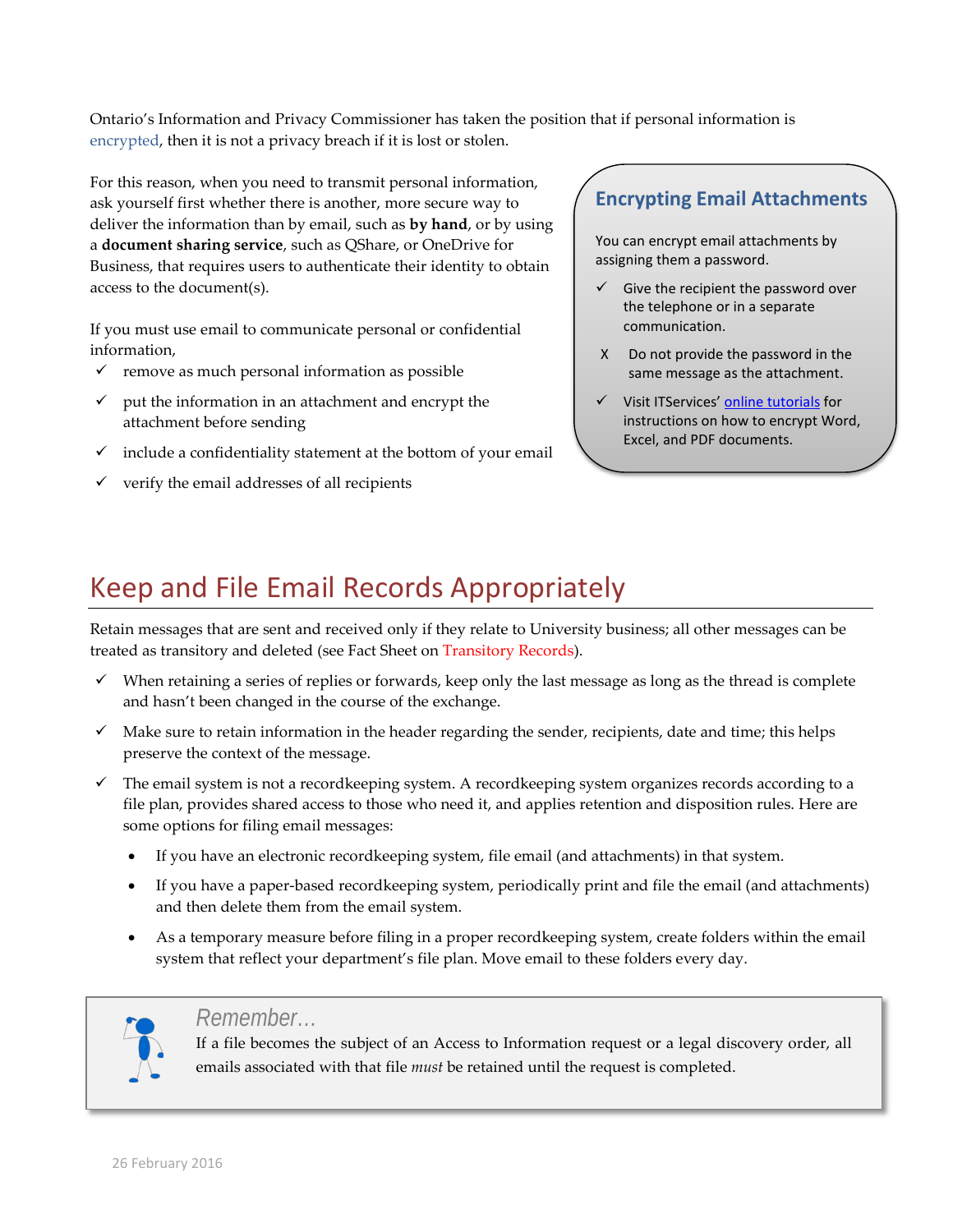Ontario's Information and Privacy Commissioner has taken the position that if personal information is encrypted, then it is not a privacy breach if it is lost or stolen.

For this reason, when you need to transmit personal information, ask yourself first whether there is another, more secure way to deliver the information than by email, such as **by hand**, or by using a **document sharing service**, such as QShare, or OneDrive for Business, that requires users to authenticate their identity to obtain access to the document(s).

If you must use email to communicate personal or confidential information,

- ✓ remove as much personal information as possible
- ✓ put the information in an attachment and encrypt the attachment before sending
- ✓ include a confidentiality statement at the bottom of your email
- ✓ verify the email addresses of all recipients

### Encrypting Email Attachments

You can encrypt email attachments by assigning them a password.

- ✓ Give the recipient the password over the telephone or in a separate communication.
- X Do not provide the password in the same message as the attachment.
- ✓ Visit ITServices' online tutorials for instructions on how to encrypt Word, Excel, and PDF documents.

## Keep and File Email Records Appropriately

Retain messages that are sent and received only if they relate to University business; all other messages can be treated as transitory and deleted (see Fact Sheet on Transitory Records).

- ✓ When retaining a series of replies or forwards, keep only the last message as long as the thread is complete and hasn't been changed in the course of the exchange.
- ✓ Make sure to retain information in the header regarding the sender, recipients, date and time; this helps preserve the context of the message.
- ✓ The email system is not a recordkeeping system. A recordkeeping system organizes records according to a file plan, provides shared access to those who need it, and applies retention and disposition rules. Here are some options for filing email messages:
  - If you have an electronic recordkeeping system, file email (and attachments) in that system.
  - If you have a paper-based recordkeeping system, periodically print and file the email (and attachments) and then delete them from the email system.
  - As a temporary measure before filing in a proper recordkeeping system, create folders within the email system that reflect your department's file plan. Move email to these folders every day.

*Remember…*

If a file becomes the subject of an Access to Information request or a legal discovery order, all emails associated with that file *must* be retained until the request is completed.

26 February 2016